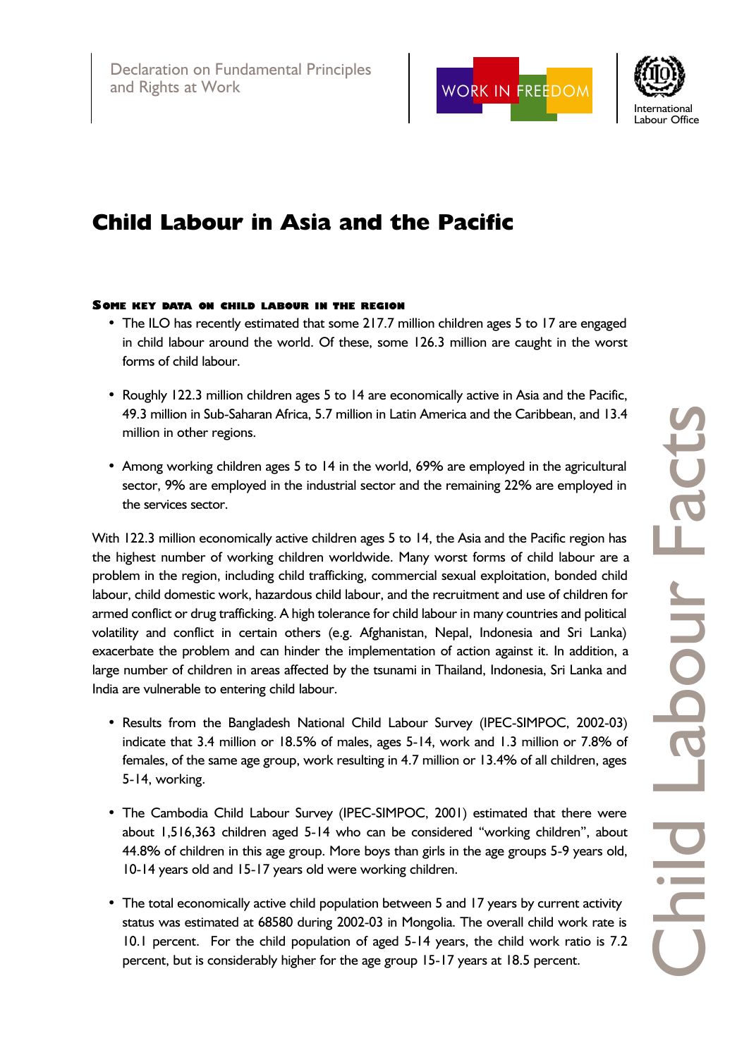Declaration on Fundamental Principles and Rights at Work

WORK IN FREEDOM

International Labour Office

# Child Labour in Asia and the Pacific

### Some key data on child labour in the region

- The ILO has recently estimated that some 217.7 million children ages 5 to 17 are engaged in child labour around the world. Of these, some 126.3 million are caught in the worst forms of child labour.

- Roughly 122.3 million children ages 5 to 14 are economically active in Asia and the Pacific, 49.3 million in Sub-Saharan Africa, 5.7 million in Latin America and the Caribbean, and 13.4 million in other regions.

- Among working children ages 5 to 14 in the world, 69% are employed in the agricultural sector, 9% are employed in the industrial sector and the remaining 22% are employed in the services sector.

With 122.3 million economically active children ages 5 to 14, the Asia and the Pacific region has the highest number of working children worldwide. Many worst forms of child labour are a problem in the region, including child trafficking, commercial sexual exploitation, bonded child labour, child domestic work, hazardous child labour, and the recruitment and use of children for armed conflict or drug trafficking. A high tolerance for child labour in many countries and political volatility and conflict in certain others (e.g. Afghanistan, Nepal, Indonesia and Sri Lanka) exacerbate the problem and can hinder the implementation of action against it. In addition, a large number of children in areas affected by the tsunami in Thailand, Indonesia, Sri Lanka and India are vulnerable to entering child labour.

- Results from the Bangladesh National Child Labour Survey (IPEC-SIMPOC, 2002-03) indicate that 3.4 million or 18.5% of males, ages 5-14, work and 1.3 million or 7.8% of females, of the same age group, work resulting in 4.7 million or 13.4% of all children, ages 5-14, working.

- The Cambodia Child Labour Survey (IPEC-SIMPOC, 2001) estimated that there were about 1,516,363 children aged 5-14 who can be considered "working children", about 44.8% of children in this age group. More boys than girls in the age groups 5-9 years old, 10-14 years old and 15-17 years old were working children.

- The total economically active child population between 5 and 17 years by current activity status was estimated at 68580 during 2002-03 in Mongolia. The overall child work rate is 10.1 percent. For the child population of aged 5-14 years, the child work ratio is 7.2 percent, but is considerably higher for the age group 15-17 years at 18.5 percent.

Child Labour Facts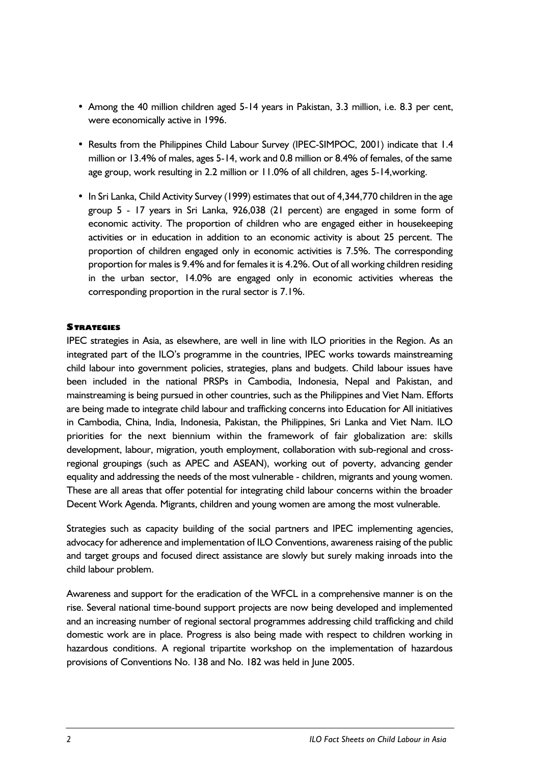- Among the 40 million children aged 5-14 years in Pakistan, 3.3 million, i.e. 8.3 per cent, were economically active in 1996.
- Results from the Philippines Child Labour Survey (IPEC-SIMPOC, 2001) indicate that 1.4 million or 13.4% of males, ages 5-14, work and 0.8 million or 8.4% of females, of the same age group, work resulting in 2.2 million or 11.0% of all children, ages 5-14,working.
- In Sri Lanka, Child Activity Survey (1999) estimates that out of 4,344,770 children in the age group 5 - 17 years in Sri Lanka, 926,038 (21 percent) are engaged in some form of economic activity. The proportion of children who are engaged either in housekeeping activities or in education in addition to an economic activity is about 25 percent. The proportion of children engaged only in economic activities is 7.5%. The corresponding proportion for males is 9.4% and for females it is 4.2%. Out of all working children residing in the urban sector, 14.0% are engaged only in economic activities whereas the corresponding proportion in the rural sector is 7.1%.

## STRATEGIES

IPEC strategies in Asia, as elsewhere, are well in line with ILO priorities in the Region. As an integrated part of the ILO's programme in the countries, IPEC works towards mainstreaming child labour into government policies, strategies, plans and budgets. Child labour issues have been included in the national PRSPs in Cambodia, Indonesia, Nepal and Pakistan, and mainstreaming is being pursued in other countries, such as the Philippines and Viet Nam. Efforts are being made to integrate child labour and trafficking concerns into Education for All initiatives in Cambodia, China, India, Indonesia, Pakistan, the Philippines, Sri Lanka and Viet Nam. ILO priorities for the next biennium within the framework of fair globalization are: skills development, labour, migration, youth employment, collaboration with sub-regional and cross-regional groupings (such as APEC and ASEAN), working out of poverty, advancing gender equality and addressing the needs of the most vulnerable - children, migrants and young women. These are all areas that offer potential for integrating child labour concerns within the broader Decent Work Agenda. Migrants, children and young women are among the most vulnerable.

Strategies such as capacity building of the social partners and IPEC implementing agencies, advocacy for adherence and implementation of ILO Conventions, awareness raising of the public and target groups and focused direct assistance are slowly but surely making inroads into the child labour problem.

Awareness and support for the eradication of the WFCL in a comprehensive manner is on the rise. Several national time-bound support projects are now being developed and implemented and an increasing number of regional sectoral programmes addressing child trafficking and child domestic work are in place. Progress is also being made with respect to children working in hazardous conditions. A regional tripartite workshop on the implementation of hazardous provisions of Conventions No. 138 and No. 182 was held in June 2005.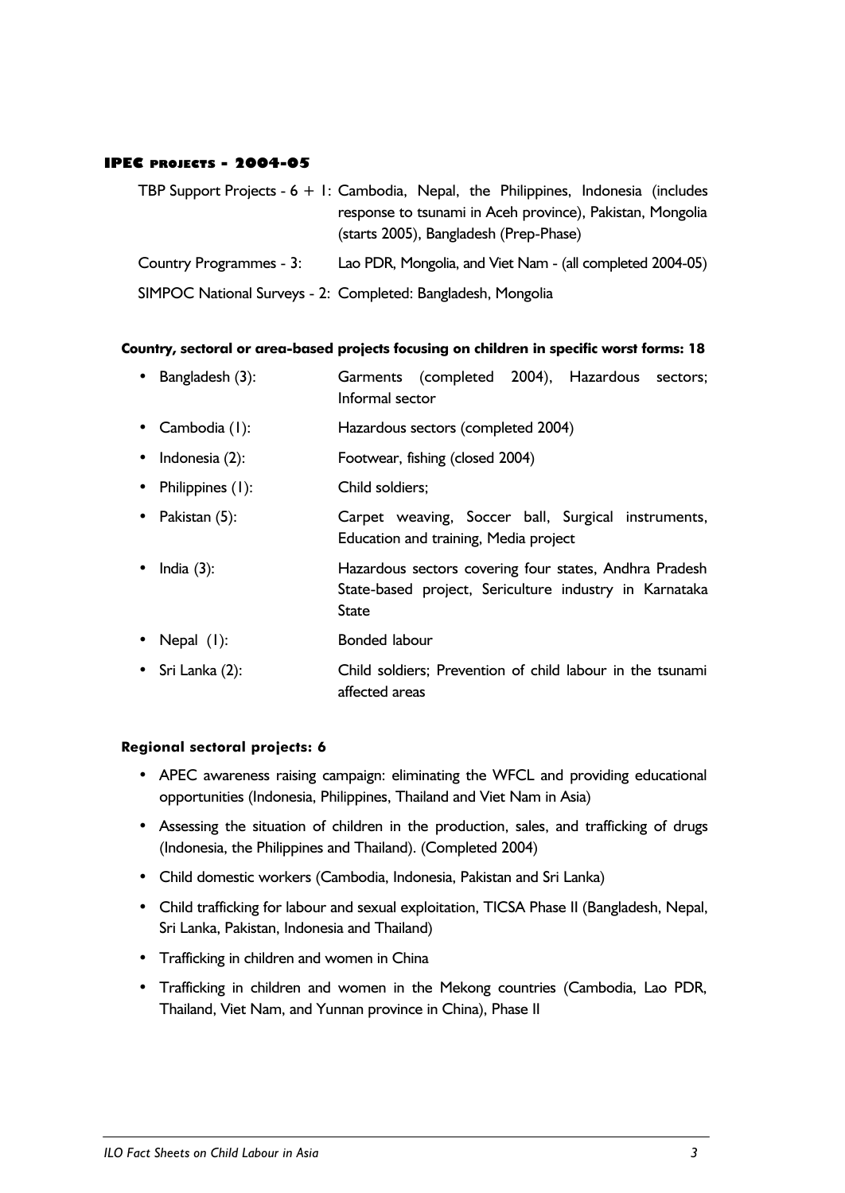## IPEC PROJECTS - 2004-05

TBP Support Projects - 6 + 1: Cambodia, Nepal, the Philippines, Indonesia (includes response to tsunami in Aceh province), Pakistan, Mongolia (starts 2005), Bangladesh (Prep-Phase)

Country Programmes - 3: Lao PDR, Mongolia, and Viet Nam - (all completed 2004-05)

SIMPOC National Surveys - 2: Completed: Bangladesh, Mongolia

### Country, sectoral or area-based projects focusing on children in specific worst forms: 18

- Bangladesh (3): Garments (completed 2004), Hazardous sectors; Informal sector
- Cambodia (1): Hazardous sectors (completed 2004)
- Indonesia (2): Footwear, fishing (closed 2004)
- Philippines (1): Child soldiers;
- Pakistan (5): Carpet weaving, Soccer ball, Surgical instruments, Education and training, Media project
- India (3): Hazardous sectors covering four states, Andhra Pradesh State-based project, Sericulture industry in Karnataka State
- Nepal (1): Bonded labour
- Sri Lanka (2): Child soldiers; Prevention of child labour in the tsunami affected areas

### Regional sectoral projects: 6

- APEC awareness raising campaign: eliminating the WFCL and providing educational opportunities (Indonesia, Philippines, Thailand and Viet Nam in Asia)
- Assessing the situation of children in the production, sales, and trafficking of drugs (Indonesia, the Philippines and Thailand). (Completed 2004)
- Child domestic workers (Cambodia, Indonesia, Pakistan and Sri Lanka)
- Child trafficking for labour and sexual exploitation, TICSA Phase II (Bangladesh, Nepal, Sri Lanka, Pakistan, Indonesia and Thailand)
- Trafficking in children and women in China
- Trafficking in children and women in the Mekong countries (Cambodia, Lao PDR, Thailand, Viet Nam, and Yunnan province in China), Phase II